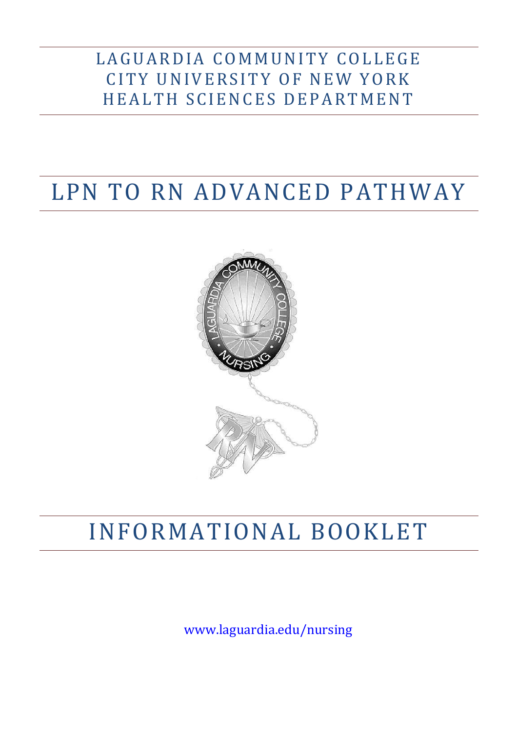LAGUARDIA COMMUNITY COLLEGE
CITY UNIVERSITY OF NEW YORK
HEALTH SCIENCES DEPARTMENT

# LPN TO RN ADVANCED PATHWAY

# INFORMATIONAL BOOKLET

www.laguardia.edu/nursing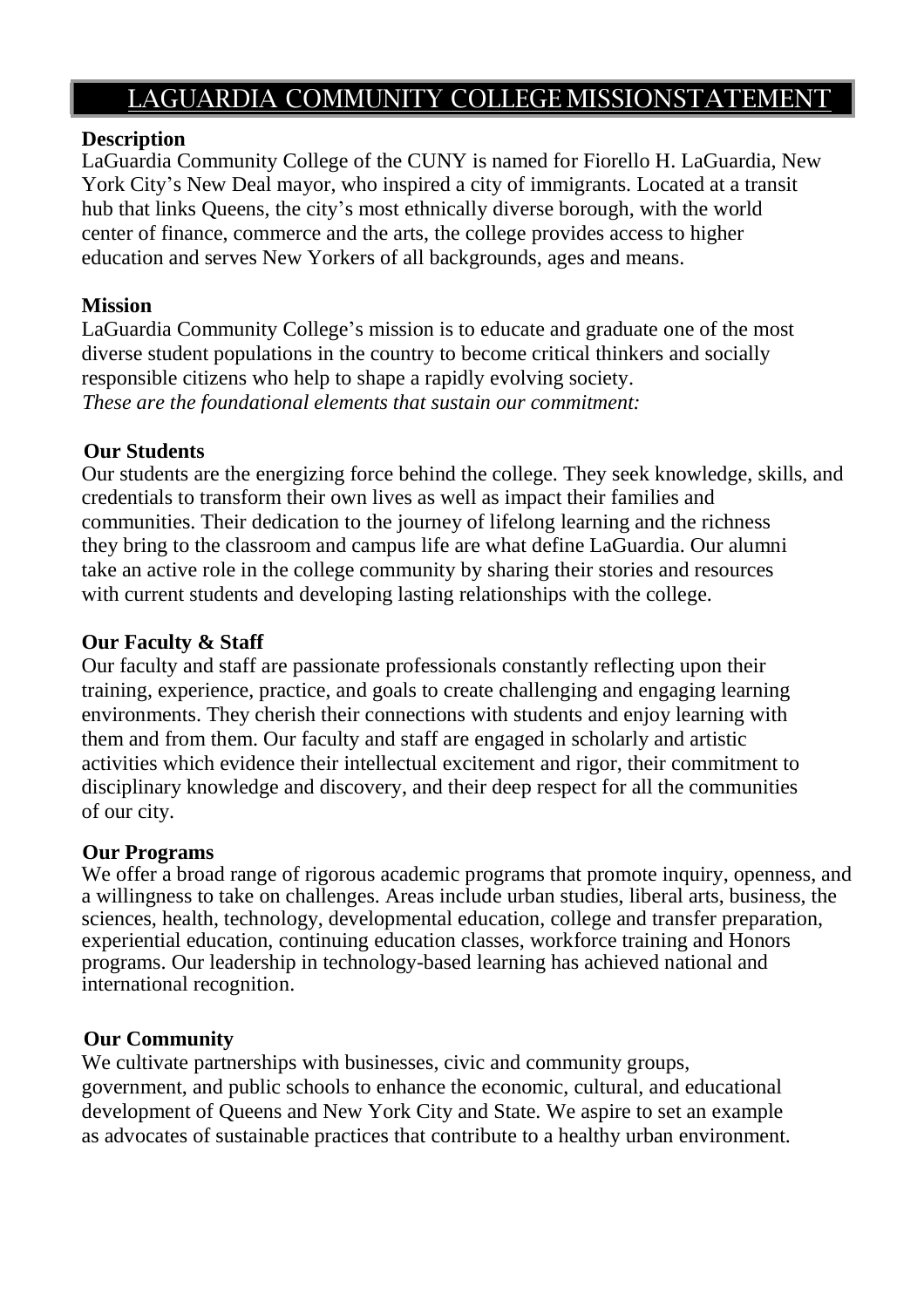# LAGUARDIA COMMUNITY COLLEGE MISSIONSTATEMENT

**Description**

LaGuardia Community College of the CUNY is named for Fiorello H. LaGuardia, New York City's New Deal mayor, who inspired a city of immigrants. Located at a transit hub that links Queens, the city's most ethnically diverse borough, with the world center of finance, commerce and the arts, the college provides access to higher education and serves New Yorkers of all backgrounds, ages and means.

**Mission**

LaGuardia Community College's mission is to educate and graduate one of the most diverse student populations in the country to become critical thinkers and socially responsible citizens who help to shape a rapidly evolving society.
*These are the foundational elements that sustain our commitment:*

**Our Students**

Our students are the energizing force behind the college. They seek knowledge, skills, and credentials to transform their own lives as well as impact their families and communities. Their dedication to the journey of lifelong learning and the richness they bring to the classroom and campus life are what define LaGuardia. Our alumni take an active role in the college community by sharing their stories and resources with current students and developing lasting relationships with the college.

**Our Faculty & Staff**

Our faculty and staff are passionate professionals constantly reflecting upon their training, experience, practice, and goals to create challenging and engaging learning environments. They cherish their connections with students and enjoy learning with them and from them. Our faculty and staff are engaged in scholarly and artistic activities which evidence their intellectual excitement and rigor, their commitment to disciplinary knowledge and discovery, and their deep respect for all the communities of our city.

**Our Programs**

We offer a broad range of rigorous academic programs that promote inquiry, openness, and a willingness to take on challenges. Areas include urban studies, liberal arts, business, the sciences, health, technology, developmental education, college and transfer preparation, experiential education, continuing education classes, workforce training and Honors programs. Our leadership in technology-based learning has achieved national and international recognition.

**Our Community**

We cultivate partnerships with businesses, civic and community groups, government, and public schools to enhance the economic, cultural, and educational development of Queens and New York City and State. We aspire to set an example as advocates of sustainable practices that contribute to a healthy urban environment.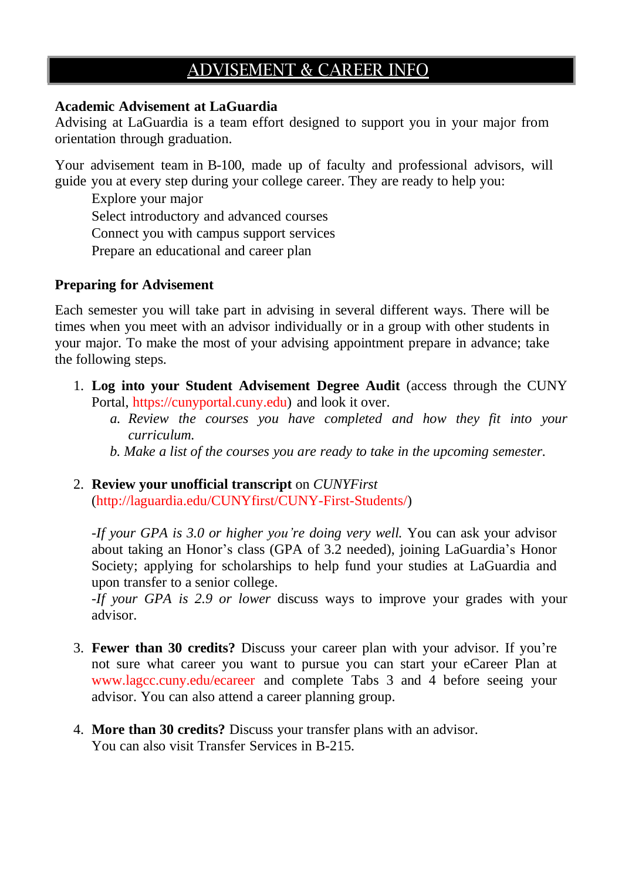# ADVISEMENT & CAREER INFO

**Academic Advisement at LaGuardia**

Advising at LaGuardia is a team effort designed to support you in your major from orientation through graduation.

Your advisement team in B-100, made up of faculty and professional advisors, will guide you at every step during your college career. They are ready to help you:

- Explore your major
- Select introductory and advanced courses
- Connect you with campus support services
- Prepare an educational and career plan

**Preparing for Advisement**

Each semester you will take part in advising in several different ways. There will be times when you meet with an advisor individually or in a group with other students in your major. To make the most of your advising appointment prepare in advance; take the following steps.

1. **Log into your Student Advisement Degree Audit** (access through the CUNY Portal, https://cunyportal.cuny.edu) and look it over.
   *a. Review the courses you have completed and how they fit into your curriculum.*
   *b. Make a list of the courses you are ready to take in the upcoming semester.*

2. **Review your unofficial transcript** on *CUNYFirst* (http://laguardia.edu/CUNYfirst/CUNY-First-Students/)

   *-If your GPA is 3.0 or higher you're doing very well.* You can ask your advisor about taking an Honor's class (GPA of 3.2 needed), joining LaGuardia's Honor Society; applying for scholarships to help fund your studies at LaGuardia and upon transfer to a senior college.
   *-If your GPA is 2.9 or lower* discuss ways to improve your grades with your advisor.

3. **Fewer than 30 credits?** Discuss your career plan with your advisor. If you're not sure what career you want to pursue you can start your eCareer Plan at www.lagcc.cuny.edu/ecareer and complete Tabs 3 and 4 before seeing your advisor. You can also attend a career planning group.

4. **More than 30 credits?** Discuss your transfer plans with an advisor.
   You can also visit Transfer Services in B-215.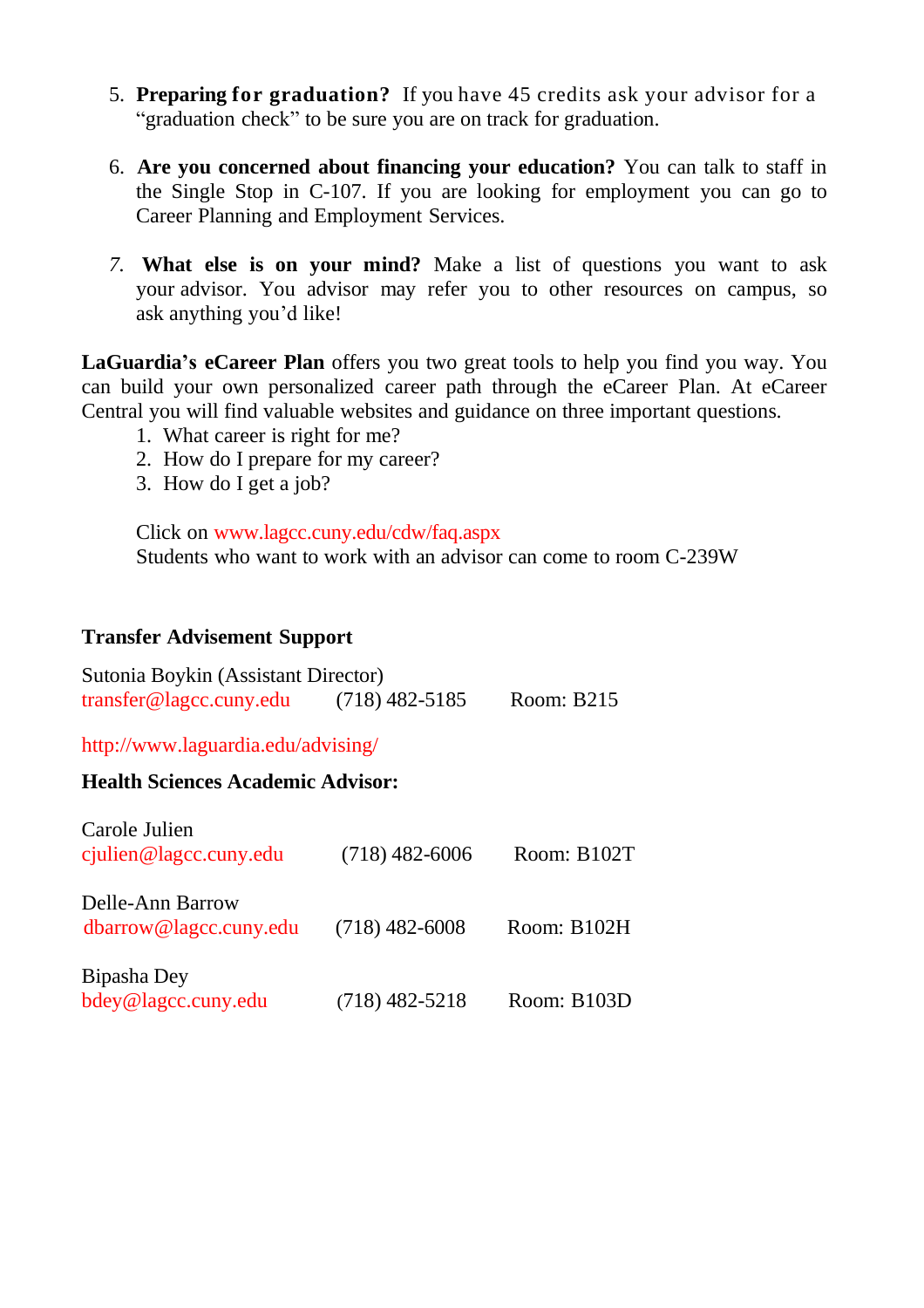5. **Preparing for graduation?** If you have 45 credits ask your advisor for a "graduation check" to be sure you are on track for graduation.

6. **Are you concerned about financing your education?** You can talk to staff in the Single Stop in C-107. If you are looking for employment you can go to Career Planning and Employment Services.

7. **What else is on your mind?** Make a list of questions you want to ask your advisor. You advisor may refer you to other resources on campus, so ask anything you'd like!

**LaGuardia's eCareer Plan** offers you two great tools to help you find you way. You can build your own personalized career path through the eCareer Plan. At eCareer Central you will find valuable websites and guidance on three important questions.

1. What career is right for me?
2. How do I prepare for my career?
3. How do I get a job?

Click on www.lagcc.cuny.edu/cdw/faq.aspx
Students who want to work with an advisor can come to room C-239W

**Transfer Advisement Support**

Sutonia Boykin (Assistant Director)
transfer@lagcc.cuny.edu (718) 482-5185 Room: B215

http://www.laguardia.edu/advising/

**Health Sciences Academic Advisor:**

Carole Julien
cjulien@lagcc.cuny.edu (718) 482-6006 Room: B102T

Delle-Ann Barrow
dbarrow@lagcc.cuny.edu (718) 482-6008 Room: B102H

Bipasha Dey
bdey@lagcc.cuny.edu (718) 482-5218 Room: B103D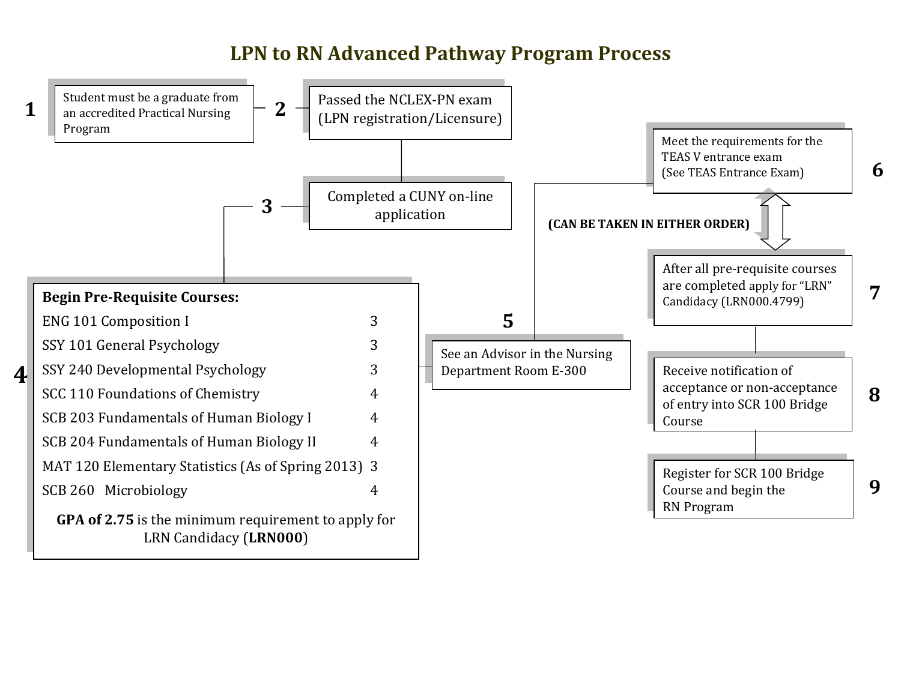# LPN to RN Advanced Pathway Program Process

**1** Student must be a graduate from an accredited Practical Nursing Program

**2** Passed the NCLEX-PN exam (LPN registration/Licensure)

**3** Completed a CUNY on-line application

**4** **Begin Pre-Requisite Courses:**

| Course | Credits |
|---|---|
| ENG 101 Composition I | 3 |
| SSY 101 General Psychology | 3 |
| SSY 240 Developmental Psychology | 3 |
| SCC 110 Foundations of Chemistry | 4 |
| SCB 203 Fundamentals of Human Biology I | 4 |
| SCB 204 Fundamentals of Human Biology II | 4 |
| MAT 120 Elementary Statistics (As of Spring 2013) | 3 |
| SCB 260 Microbiology | 4 |

**GPA of 2.75** is the minimum requirement to apply for LRN Candidacy (**LRN000**)

**5** See an Advisor in the Nursing Department Room E-300

**6** Meet the requirements for the TEAS V entrance exam (See TEAS Entrance Exam)

**(CAN BE TAKEN IN EITHER ORDER)**

**7** After all pre-requisite courses are completed apply for "LRN" Candidacy (LRN000.4799)

**8** Receive notification of acceptance or non-acceptance of entry into SCR 100 Bridge Course

**9** Register for SCR 100 Bridge Course and begin the RN Program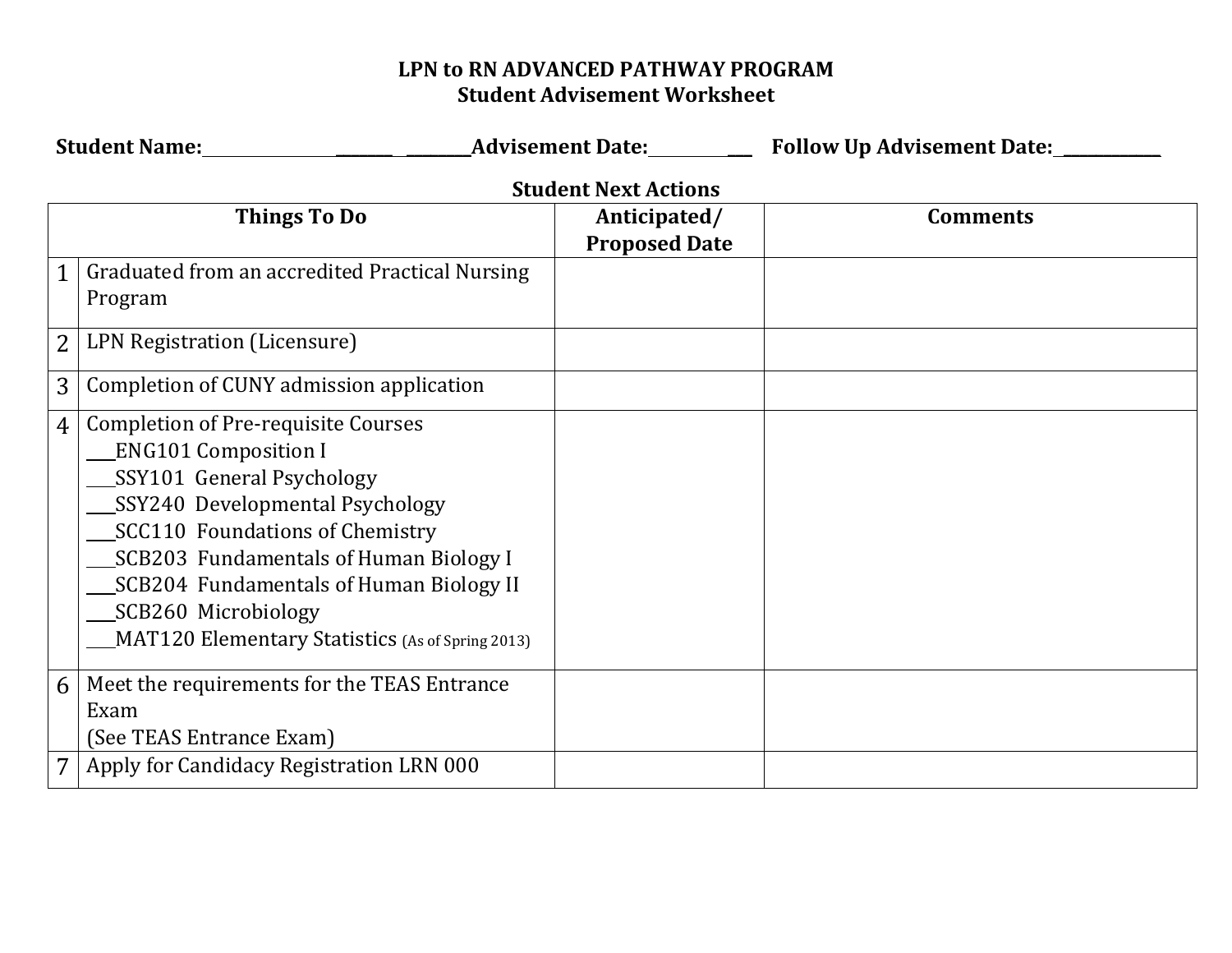**LPN to RN ADVANCED PATHWAY PROGRAM**
**Student Advisement Worksheet**

**Student Name:**_______________ _______ ________**Advisement Date:**_________ ___ **Follow Up Advisement Date:**___________

**Student Next Actions**

| | Things To Do | Anticipated/ Proposed Date | Comments |
|---|---|---|---|
| 1 | Graduated from an accredited Practical Nursing Program | | |
| 2 | LPN Registration (Licensure) | | |
| 3 | Completion of CUNY admission application | | |
| 4 | Completion of Pre-requisite Courses<br>___ENG101 Composition I<br>___SSY101 General Psychology<br>___SSY240 Developmental Psychology<br>___SCC110 Foundations of Chemistry<br>___SCB203 Fundamentals of Human Biology I<br>___SCB204 Fundamentals of Human Biology II<br>___SCB260 Microbiology<br>___MAT120 Elementary Statistics (As of Spring 2013) | | |
| 6 | Meet the requirements for the TEAS Entrance Exam<br>(See TEAS Entrance Exam) | | |
| 7 | Apply for Candidacy Registration LRN 000 | | |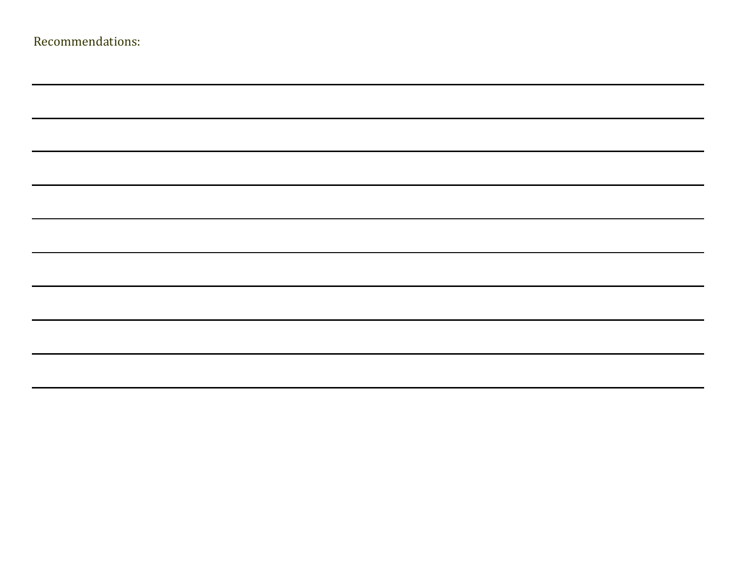Recommendations:

___

___

___

___

___

___

___

___

___

___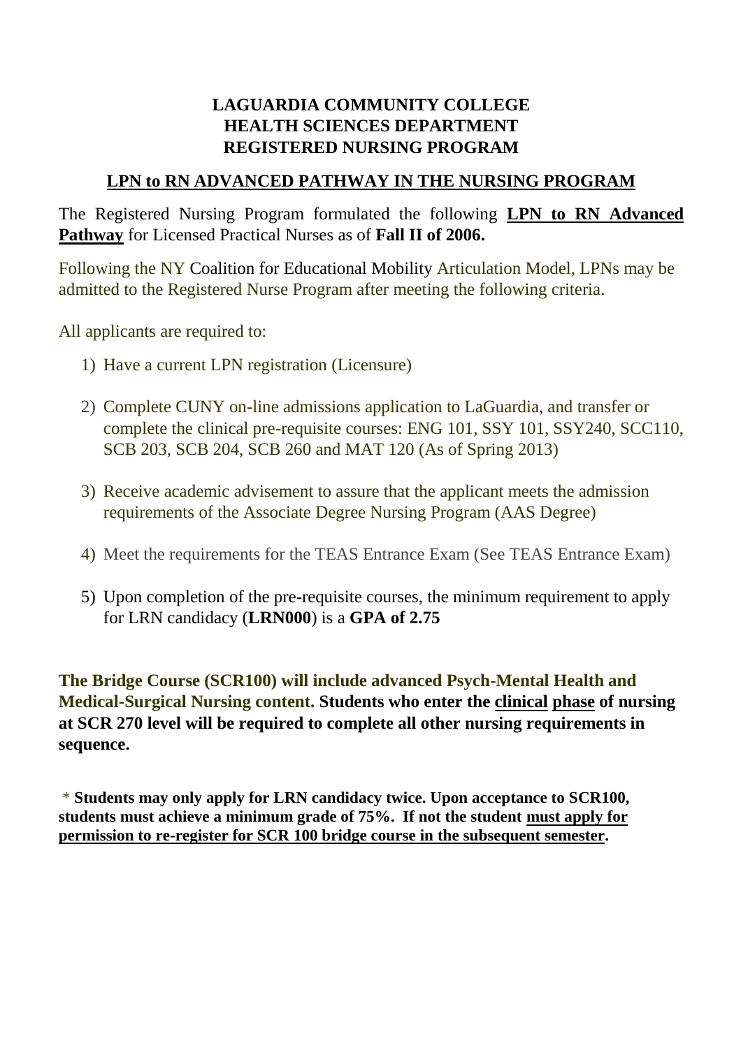**LAGUARDIA COMMUNITY COLLEGE**
**HEALTH SCIENCES DEPARTMENT**
**REGISTERED NURSING PROGRAM**

## LPN to RN ADVANCED PATHWAY IN THE NURSING PROGRAM

The Registered Nursing Program formulated the following **LPN to RN Advanced Pathway** for Licensed Practical Nurses as of **Fall II of 2006.**

Following the NY Coalition for Educational Mobility Articulation Model, LPNs may be admitted to the Registered Nurse Program after meeting the following criteria.

All applicants are required to:

1) Have a current LPN registration (Licensure)
2) Complete CUNY on-line admissions application to LaGuardia, and transfer or complete the clinical pre-requisite courses: ENG 101, SSY 101, SSY240, SCC110, SCB 203, SCB 204, SCB 260 and MAT 120 (As of Spring 2013)
3) Receive academic advisement to assure that the applicant meets the admission requirements of the Associate Degree Nursing Program (AAS Degree)
4) Meet the requirements for the TEAS Entrance Exam (See TEAS Entrance Exam)
5) Upon completion of the pre-requisite courses, the minimum requirement to apply for LRN candidacy (**LRN000**) is a **GPA of 2.75**

**The Bridge Course (SCR100) will include advanced Psych-Mental Health and Medical-Surgical Nursing content. Students who enter the clinical phase of nursing at SCR 270 level will be required to complete all other nursing requirements in sequence.**

\* **Students may only apply for LRN candidacy twice. Upon acceptance to SCR100, students must achieve a minimum grade of 75%. If not the student must apply for permission to re-register for SCR 100 bridge course in the subsequent semester.**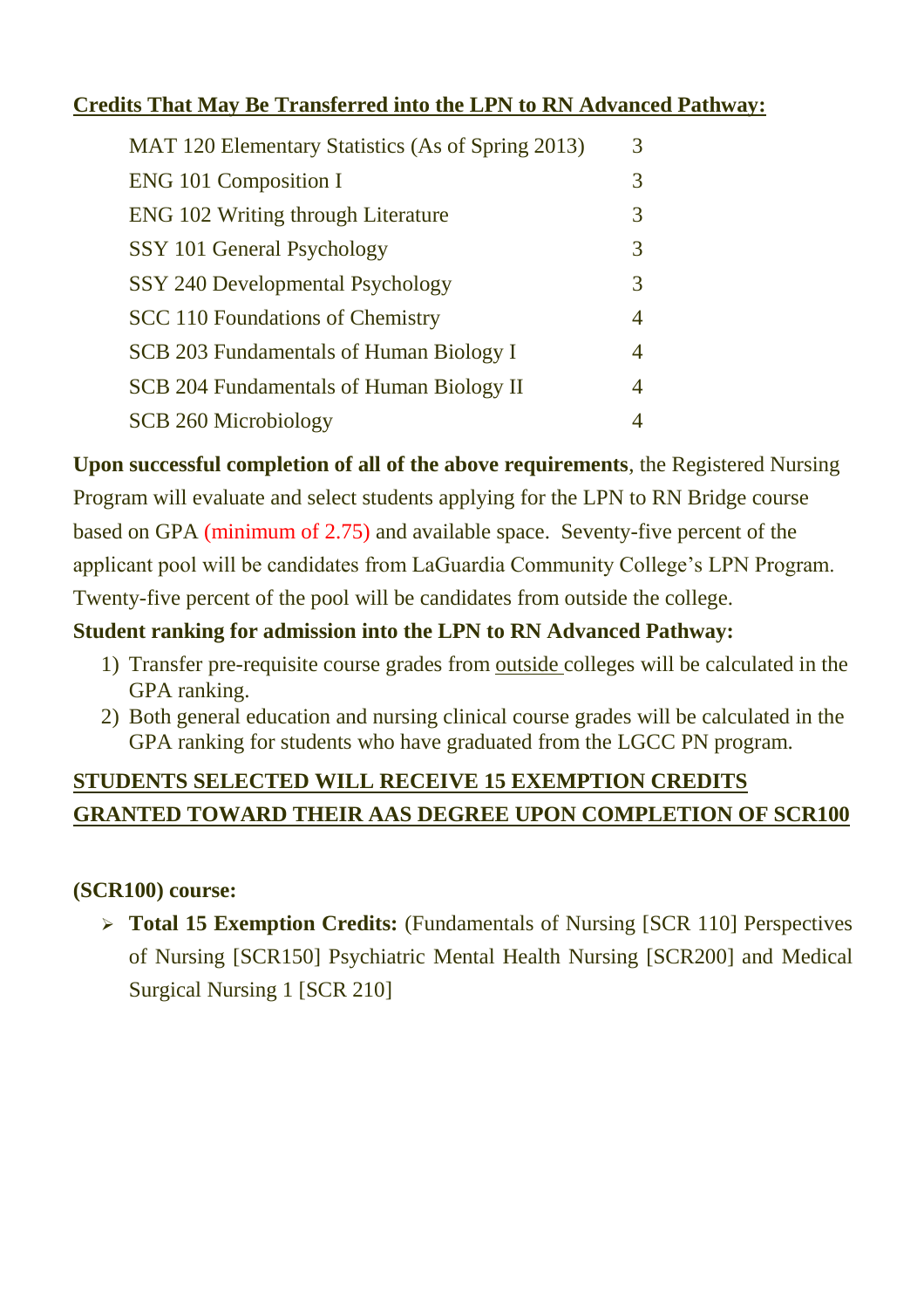**<u>Credits That May Be Transferred into the LPN to RN Advanced Pathway:</u>**

| Course | Credits |
|---|---|
| MAT 120 Elementary Statistics (As of Spring 2013) | 3 |
| ENG 101 Composition I | 3 |
| ENG 102 Writing through Literature | 3 |
| SSY 101 General Psychology | 3 |
| SSY 240 Developmental Psychology | 3 |
| SCC 110 Foundations of Chemistry | 4 |
| SCB 203 Fundamentals of Human Biology I | 4 |
| SCB 204 Fundamentals of Human Biology II | 4 |
| SCB 260 Microbiology | 4 |

**Upon successful completion of all of the above requirements**, the Registered Nursing Program will evaluate and select students applying for the LPN to RN Bridge course based on GPA (minimum of 2.75) and available space. Seventy-five percent of the applicant pool will be candidates from LaGuardia Community College's LPN Program. Twenty-five percent of the pool will be candidates from outside the college.

**Student ranking for admission into the LPN to RN Advanced Pathway:**

1) Transfer pre-requisite course grades from <u>outside</u> colleges will be calculated in the GPA ranking.
2) Both general education and nursing clinical course grades will be calculated in the GPA ranking for students who have graduated from the LGCC PN program.

**<u>STUDENTS SELECTED WILL RECEIVE 15 EXEMPTION CREDITS GRANTED TOWARD THEIR AAS DEGREE UPON COMPLETION OF SCR100</u>**

**(SCR100) course:**

- **Total 15 Exemption Credits:** (Fundamentals of Nursing [SCR 110] Perspectives of Nursing [SCR150] Psychiatric Mental Health Nursing [SCR200] and Medical Surgical Nursing 1 [SCR 210]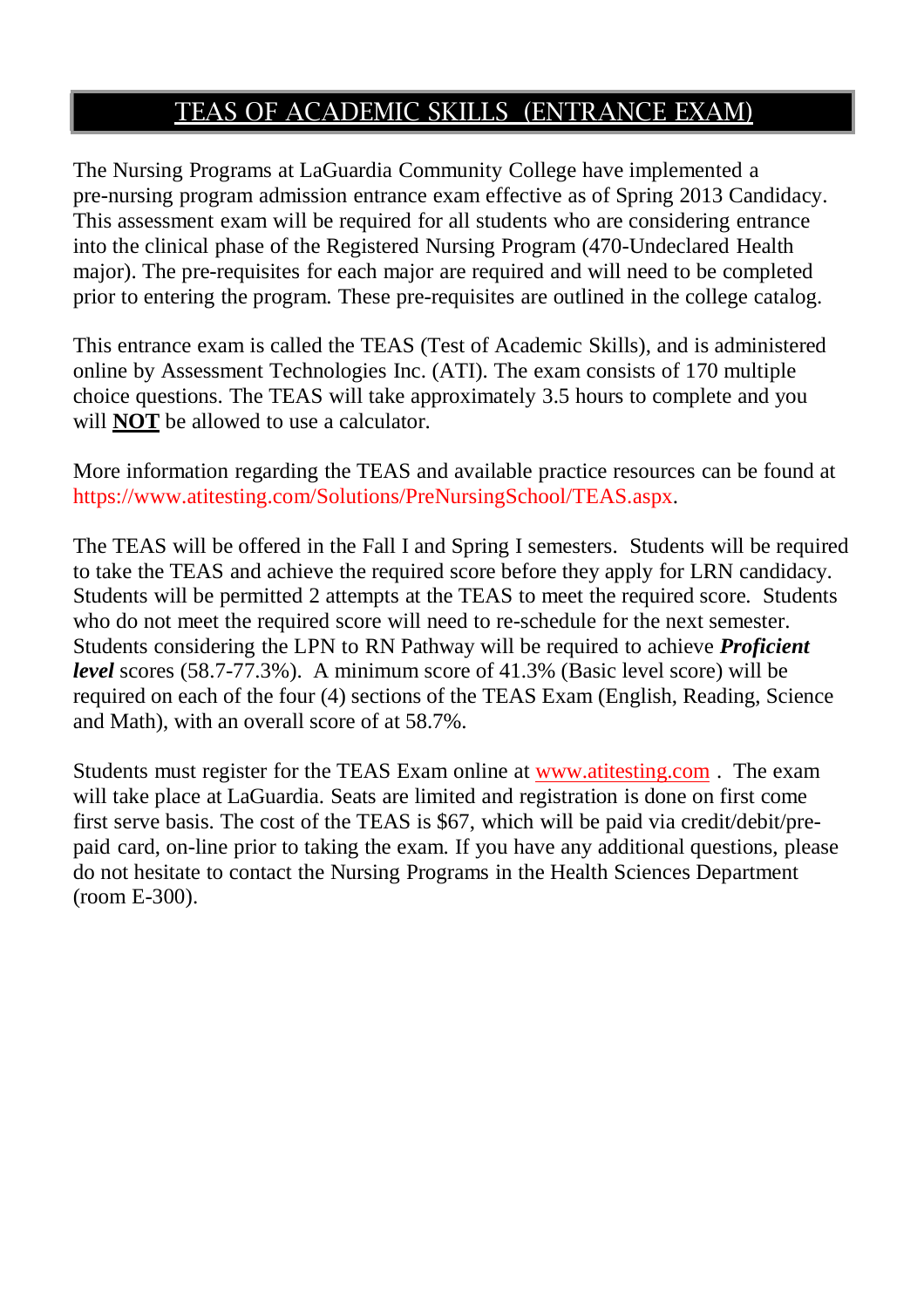# TEAS OF ACADEMIC SKILLS (ENTRANCE EXAM)

The Nursing Programs at LaGuardia Community College have implemented a pre-nursing program admission entrance exam effective as of Spring 2013 Candidacy. This assessment exam will be required for all students who are considering entrance into the clinical phase of the Registered Nursing Program (470-Undeclared Health major). The pre-requisites for each major are required and will need to be completed prior to entering the program. These pre-requisites are outlined in the college catalog.

This entrance exam is called the TEAS (Test of Academic Skills), and is administered online by Assessment Technologies Inc. (ATI). The exam consists of 170 multiple choice questions. The TEAS will take approximately 3.5 hours to complete and you will **NOT** be allowed to use a calculator.

More information regarding the TEAS and available practice resources can be found at https://www.atitesting.com/Solutions/PreNursingSchool/TEAS.aspx.

The TEAS will be offered in the Fall I and Spring I semesters. Students will be required to take the TEAS and achieve the required score before they apply for LRN candidacy. Students will be permitted 2 attempts at the TEAS to meet the required score. Students who do not meet the required score will need to re-schedule for the next semester. Students considering the LPN to RN Pathway will be required to achieve ***Proficient level*** scores (58.7-77.3%). A minimum score of 41.3% (Basic level score) will be required on each of the four (4) sections of the TEAS Exam (English, Reading, Science and Math), with an overall score of at 58.7%.

Students must register for the TEAS Exam online at www.atitesting.com . The exam will take place at LaGuardia. Seats are limited and registration is done on first come first serve basis. The cost of the TEAS is $67, which will be paid via credit/debit/pre-paid card, on-line prior to taking the exam. If you have any additional questions, please do not hesitate to contact the Nursing Programs in the Health Sciences Department (room E-300).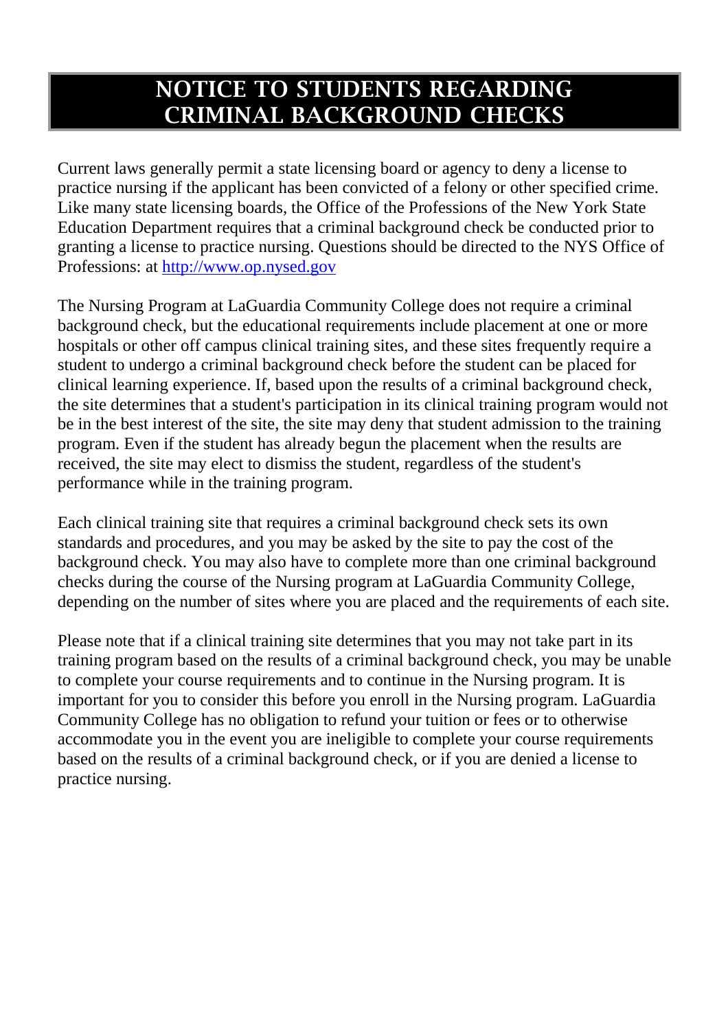# NOTICE TO STUDENTS REGARDING CRIMINAL BACKGROUND CHECKS

Current laws generally permit a state licensing board or agency to deny a license to practice nursing if the applicant has been convicted of a felony or other specified crime. Like many state licensing boards, the Office of the Professions of the New York State Education Department requires that a criminal background check be conducted prior to granting a license to practice nursing. Questions should be directed to the NYS Office of Professions: at [http://www.op.nysed.gov](http://www.op.nysed.gov)

The Nursing Program at LaGuardia Community College does not require a criminal background check, but the educational requirements include placement at one or more hospitals or other off campus clinical training sites, and these sites frequently require a student to undergo a criminal background check before the student can be placed for clinical learning experience. If, based upon the results of a criminal background check, the site determines that a student's participation in its clinical training program would not be in the best interest of the site, the site may deny that student admission to the training program. Even if the student has already begun the placement when the results are received, the site may elect to dismiss the student, regardless of the student's performance while in the training program.

Each clinical training site that requires a criminal background check sets its own standards and procedures, and you may be asked by the site to pay the cost of the background check. You may also have to complete more than one criminal background checks during the course of the Nursing program at LaGuardia Community College, depending on the number of sites where you are placed and the requirements of each site.

Please note that if a clinical training site determines that you may not take part in its training program based on the results of a criminal background check, you may be unable to complete your course requirements and to continue in the Nursing program. It is important for you to consider this before you enroll in the Nursing program. LaGuardia Community College has no obligation to refund your tuition or fees or to otherwise accommodate you in the event you are ineligible to complete your course requirements based on the results of a criminal background check, or if you are denied a license to practice nursing.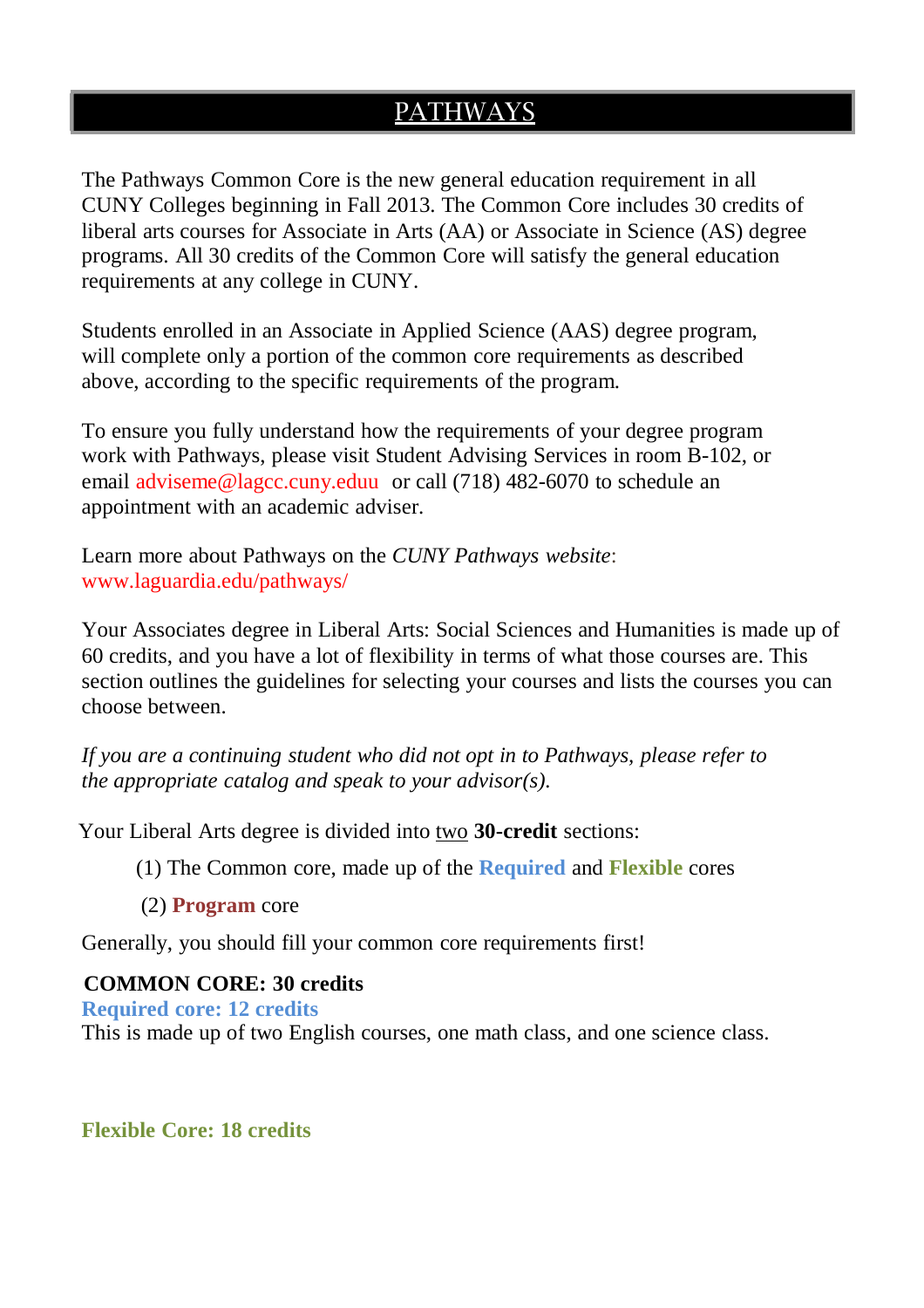# PATHWAYS

The Pathways Common Core is the new general education requirement in all CUNY Colleges beginning in Fall 2013. The Common Core includes 30 credits of liberal arts courses for Associate in Arts (AA) or Associate in Science (AS) degree programs. All 30 credits of the Common Core will satisfy the general education requirements at any college in CUNY.

Students enrolled in an Associate in Applied Science (AAS) degree program, will complete only a portion of the common core requirements as described above, according to the specific requirements of the program.

To ensure you fully understand how the requirements of your degree program work with Pathways, please visit Student Advising Services in room B-102, or email adviseme@lagcc.cuny.eduu or call (718) 482-6070 to schedule an appointment with an academic adviser.

Learn more about Pathways on the *CUNY Pathways website*:
www.laguardia.edu/pathways/

Your Associates degree in Liberal Arts: Social Sciences and Humanities is made up of 60 credits, and you have a lot of flexibility in terms of what those courses are. This section outlines the guidelines for selecting your courses and lists the courses you can choose between.

*If you are a continuing student who did not opt in to Pathways, please refer to the appropriate catalog and speak to your advisor(s).*

Your Liberal Arts degree is divided into two **30-credit** sections:

(1) The Common core, made up of the **Required** and **Flexible** cores

(2) **Program** core

Generally, you should fill your common core requirements first!

**COMMON CORE: 30 credits**

**Required core: 12 credits**

This is made up of two English courses, one math class, and one science class.

**Flexible Core: 18 credits**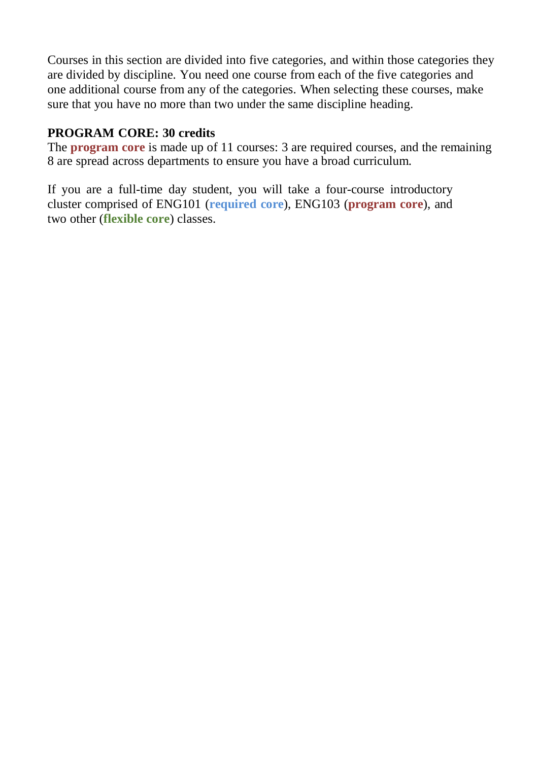Courses in this section are divided into five categories, and within those categories they are divided by discipline. You need one course from each of the five categories and one additional course from any of the categories. When selecting these courses, make sure that you have no more than two under the same discipline heading.

**PROGRAM CORE: 30 credits**

The **program core** is made up of 11 courses: 3 are required courses, and the remaining 8 are spread across departments to ensure you have a broad curriculum.

If you are a full-time day student, you will take a four-course introductory cluster comprised of ENG101 (**required core**), ENG103 (**program core**), and two other (**flexible core**) classes.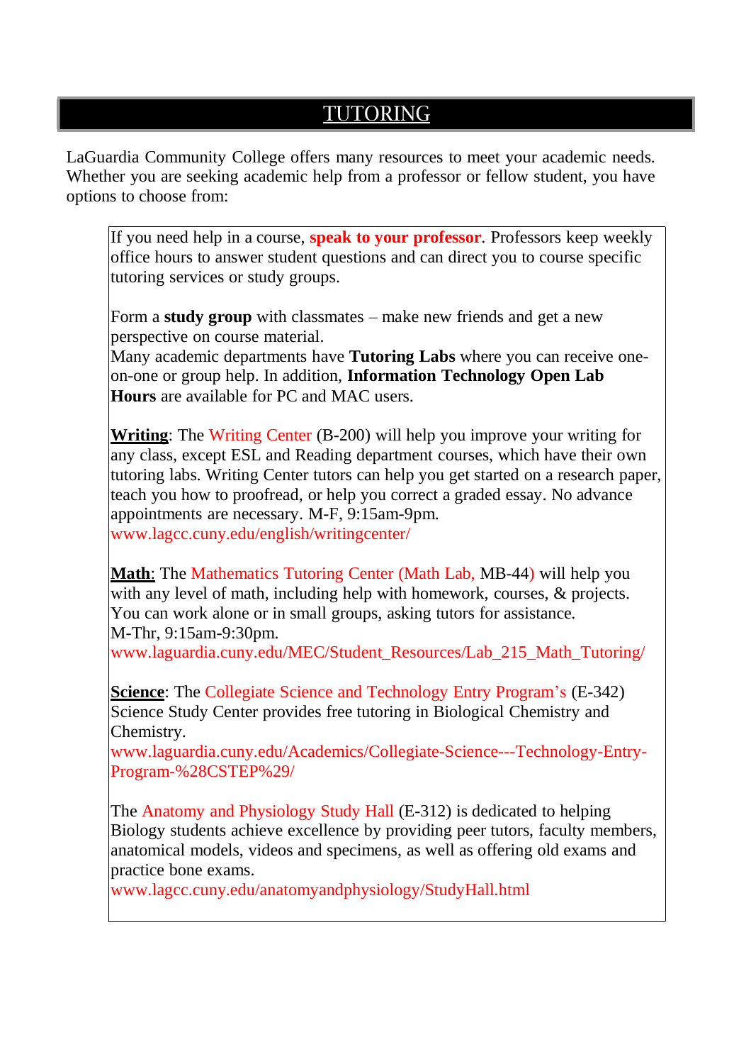# TUTORING

LaGuardia Community College offers many resources to meet your academic needs. Whether you are seeking academic help from a professor or fellow student, you have options to choose from:

If you need help in a course, **speak to your professor**. Professors keep weekly office hours to answer student questions and can direct you to course specific tutoring services or study groups.

Form a **study group** with classmates – make new friends and get a new perspective on course material.
Many academic departments have **Tutoring Labs** where you can receive one-on-one or group help. In addition, **Information Technology Open Lab Hours** are available for PC and MAC users.

**Writing**: The Writing Center (B-200) will help you improve your writing for any class, except ESL and Reading department courses, which have their own tutoring labs. Writing Center tutors can help you get started on a research paper, teach you how to proofread, or help you correct a graded essay. No advance appointments are necessary. M-F, 9:15am-9pm.
www.lagcc.cuny.edu/english/writingcenter/

**Math**: The Mathematics Tutoring Center (Math Lab, MB-44) will help you with any level of math, including help with homework, courses, & projects. You can work alone or in small groups, asking tutors for assistance.
M-Thr, 9:15am-9:30pm.
www.laguardia.cuny.edu/MEC/Student_Resources/Lab_215_Math_Tutoring/

**Science**: The Collegiate Science and Technology Entry Program's (E-342) Science Study Center provides free tutoring in Biological Chemistry and Chemistry.
www.laguardia.cuny.edu/Academics/Collegiate-Science---Technology-Entry-Program-%28CSTEP%29/

The Anatomy and Physiology Study Hall (E-312) is dedicated to helping Biology students achieve excellence by providing peer tutors, faculty members, anatomical models, videos and specimens, as well as offering old exams and practice bone exams.
www.lagcc.cuny.edu/anatomyandphysiology/StudyHall.html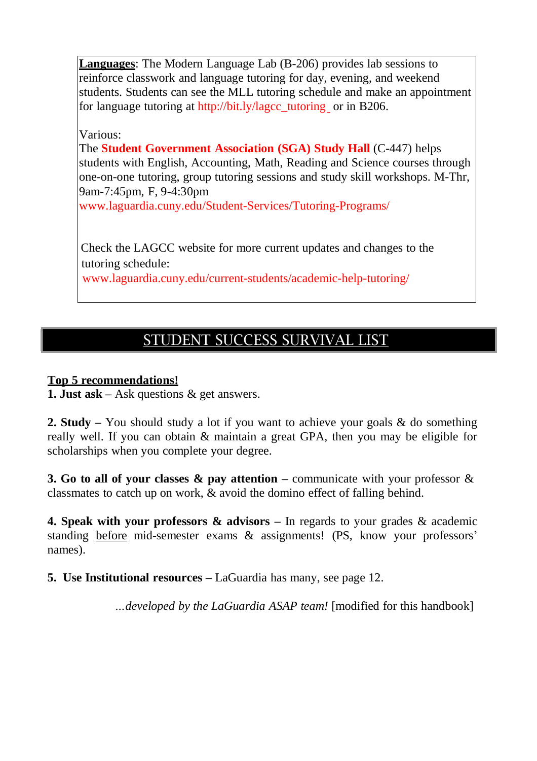**Languages**: The Modern Language Lab (B-206) provides lab sessions to reinforce classwork and language tutoring for day, evening, and weekend students. Students can see the MLL tutoring schedule and make an appointment for language tutoring at http://bit.ly/lagcc_tutoring or in B206.

Various:
The **Student Government Association (SGA) Study Hall** (C-447) helps students with English, Accounting, Math, Reading and Science courses through one-on-one tutoring, group tutoring sessions and study skill workshops. M-Thr, 9am-7:45pm, F, 9-4:30pm
www.laguardia.cuny.edu/Student-Services/Tutoring-Programs/

Check the LAGCC website for more current updates and changes to the tutoring schedule:
www.laguardia.cuny.edu/current-students/academic-help-tutoring/

# STUDENT SUCCESS SURVIVAL LIST

**Top 5 recommendations!**

**1. Just ask** – Ask questions & get answers.

**2. Study** – You should study a lot if you want to achieve your goals & do something really well. If you can obtain & maintain a great GPA, then you may be eligible for scholarships when you complete your degree.

**3. Go to all of your classes & pay attention** – communicate with your professor & classmates to catch up on work, & avoid the domino effect of falling behind.

**4. Speak with your professors & advisors** – In regards to your grades & academic standing before mid-semester exams & assignments! (PS, know your professors' names).

**5. Use Institutional resources** – LaGuardia has many, see page 12.

*...developed by the LaGuardia ASAP team!* [modified for this handbook]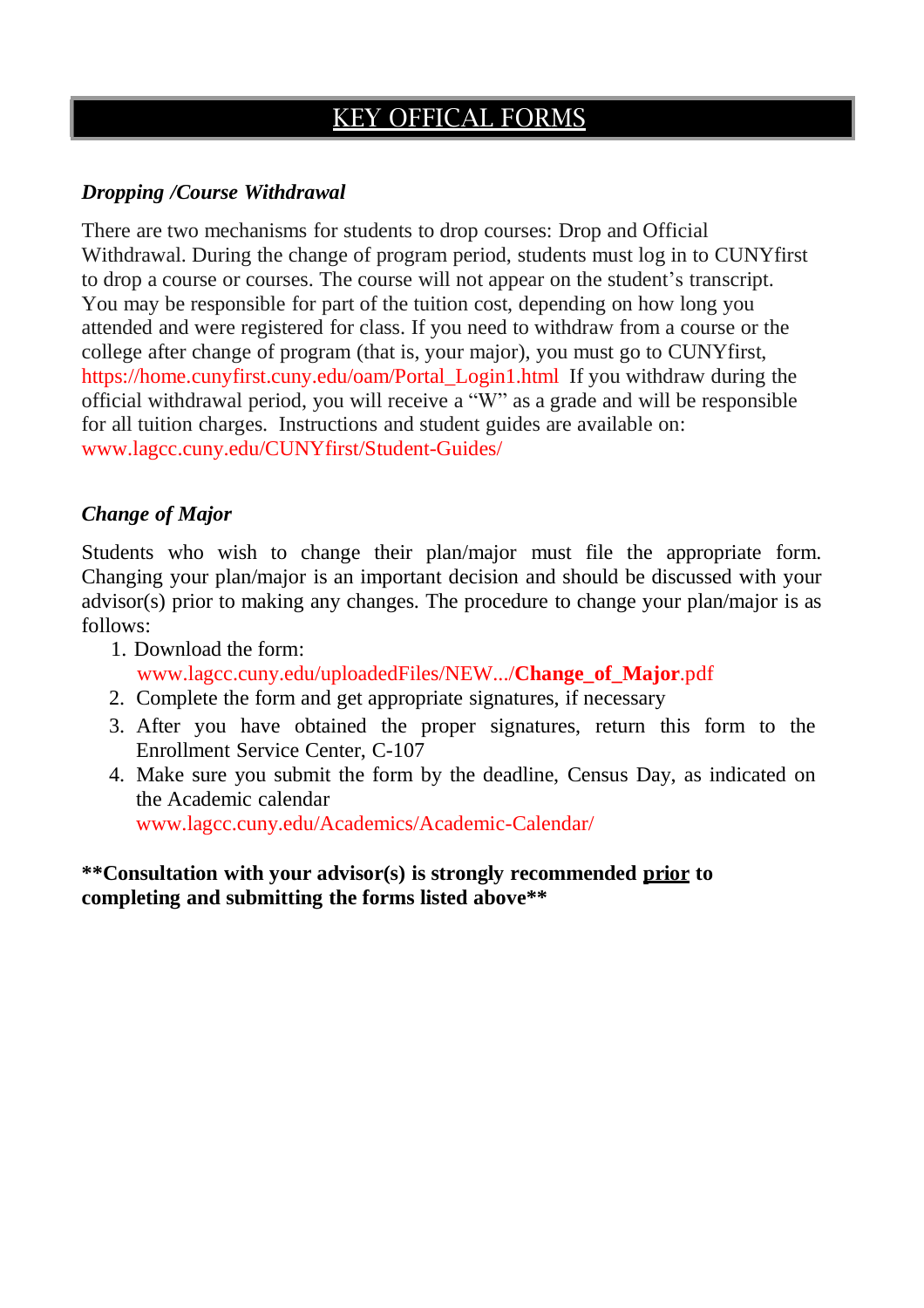# KEY OFFICAL FORMS

### *Dropping /Course Withdrawal*

There are two mechanisms for students to drop courses: Drop and Official Withdrawal. During the change of program period, students must log in to CUNYfirst to drop a course or courses. The course will not appear on the student's transcript. You may be responsible for part of the tuition cost, depending on how long you attended and were registered for class. If you need to withdraw from a course or the college after change of program (that is, your major), you must go to CUNYfirst, https://home.cunyfirst.cuny.edu/oam/Portal_Login1.html If you withdraw during the official withdrawal period, you will receive a "W" as a grade and will be responsible for all tuition charges. Instructions and student guides are available on: www.lagcc.cuny.edu/CUNYfirst/Student-Guides/

### *Change of Major*

Students who wish to change their plan/major must file the appropriate form. Changing your plan/major is an important decision and should be discussed with your advisor(s) prior to making any changes. The procedure to change your plan/major is as follows:

1. Download the form: www.lagcc.cuny.edu/uploadedFiles/NEW.../**Change_of_Major**.pdf
2. Complete the form and get appropriate signatures, if necessary
3. After you have obtained the proper signatures, return this form to the Enrollment Service Center, C-107
4. Make sure you submit the form by the deadline, Census Day, as indicated on the Academic calendar www.lagcc.cuny.edu/Academics/Academic-Calendar/

**\*\*Consultation with your advisor(s) is strongly recommended <u>prior</u> to completing and submitting the forms listed above\*\***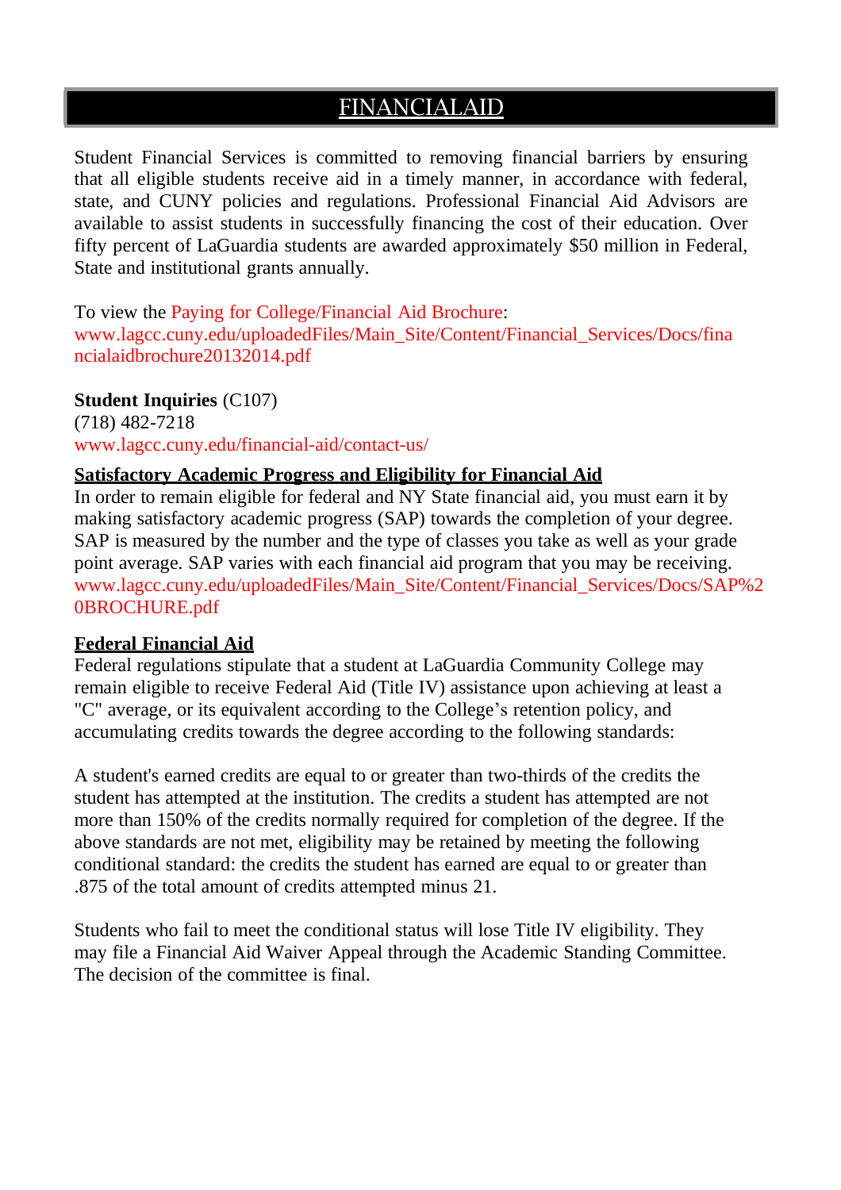# FINANCIALAID

Student Financial Services is committed to removing financial barriers by ensuring that all eligible students receive aid in a timely manner, in accordance with federal, state, and CUNY policies and regulations. Professional Financial Aid Advisors are available to assist students in successfully financing the cost of their education. Over fifty percent of LaGuardia students are awarded approximately $50 million in Federal, State and institutional grants annually.

To view the Paying for College/Financial Aid Brochure:
www.lagcc.cuny.edu/uploadedFiles/Main_Site/Content/Financial_Services/Docs/financialaidbrochure20132014.pdf

**Student Inquiries** (C107)
(718) 482-7218
www.lagcc.cuny.edu/financial-aid/contact-us/

## Satisfactory Academic Progress and Eligibility for Financial Aid

In order to remain eligible for federal and NY State financial aid, you must earn it by making satisfactory academic progress (SAP) towards the completion of your degree. SAP is measured by the number and the type of classes you take as well as your grade point average. SAP varies with each financial aid program that you may be receiving.
www.lagcc.cuny.edu/uploadedFiles/Main_Site/Content/Financial_Services/Docs/SAP%20BROCHURE.pdf

## Federal Financial Aid

Federal regulations stipulate that a student at LaGuardia Community College may remain eligible to receive Federal Aid (Title IV) assistance upon achieving at least a "C" average, or its equivalent according to the College's retention policy, and accumulating credits towards the degree according to the following standards:

A student's earned credits are equal to or greater than two-thirds of the credits the student has attempted at the institution. The credits a student has attempted are not more than 150% of the credits normally required for completion of the degree. If the above standards are not met, eligibility may be retained by meeting the following conditional standard: the credits the student has earned are equal to or greater than .875 of the total amount of credits attempted minus 21.

Students who fail to meet the conditional status will lose Title IV eligibility. They may file a Financial Aid Waiver Appeal through the Academic Standing Committee. The decision of the committee is final.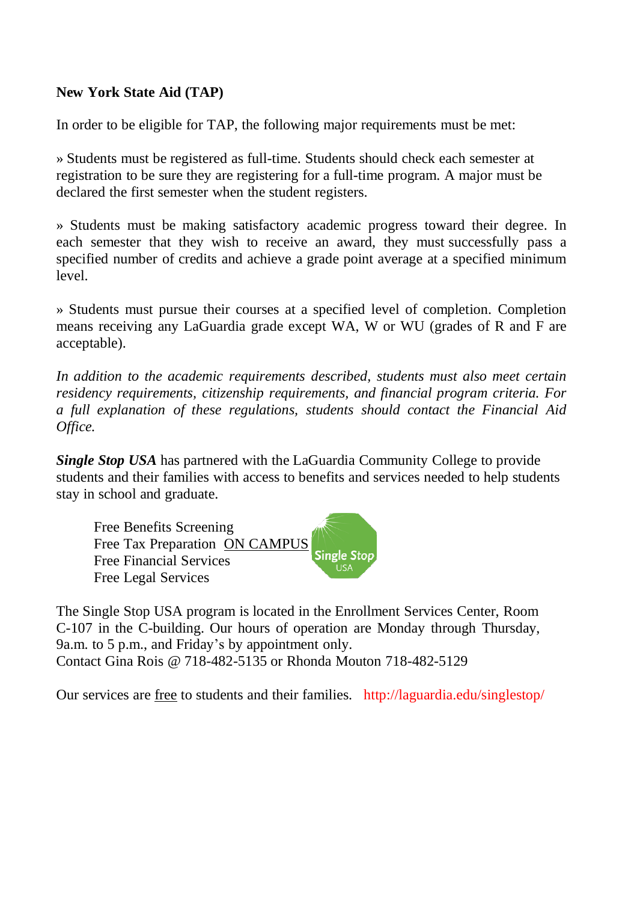**New York State Aid (TAP)**

In order to be eligible for TAP, the following major requirements must be met:

» Students must be registered as full-time. Students should check each semester at registration to be sure they are registering for a full-time program. A major must be declared the first semester when the student registers.

» Students must be making satisfactory academic progress toward their degree. In each semester that they wish to receive an award, they must successfully pass a specified number of credits and achieve a grade point average at a specified minimum level.

» Students must pursue their courses at a specified level of completion. Completion means receiving any LaGuardia grade except WA, W or WU (grades of R and F are acceptable).

*In addition to the academic requirements described, students must also meet certain residency requirements, citizenship requirements, and financial program criteria. For a full explanation of these regulations, students should contact the Financial Aid Office.*

***Single Stop USA*** has partnered with the LaGuardia Community College to provide students and their families with access to benefits and services needed to help students stay in school and graduate.

Free Benefits Screening
Free Tax Preparation ON CAMPUS
Free Financial Services
Free Legal Services

The Single Stop USA program is located in the Enrollment Services Center, Room C-107 in the C-building. Our hours of operation are Monday through Thursday, 9a.m. to 5 p.m., and Friday's by appointment only.
Contact Gina Rois @ 718-482-5135 or Rhonda Mouton 718-482-5129

Our services are free to students and their families. http://laguardia.edu/singlestop/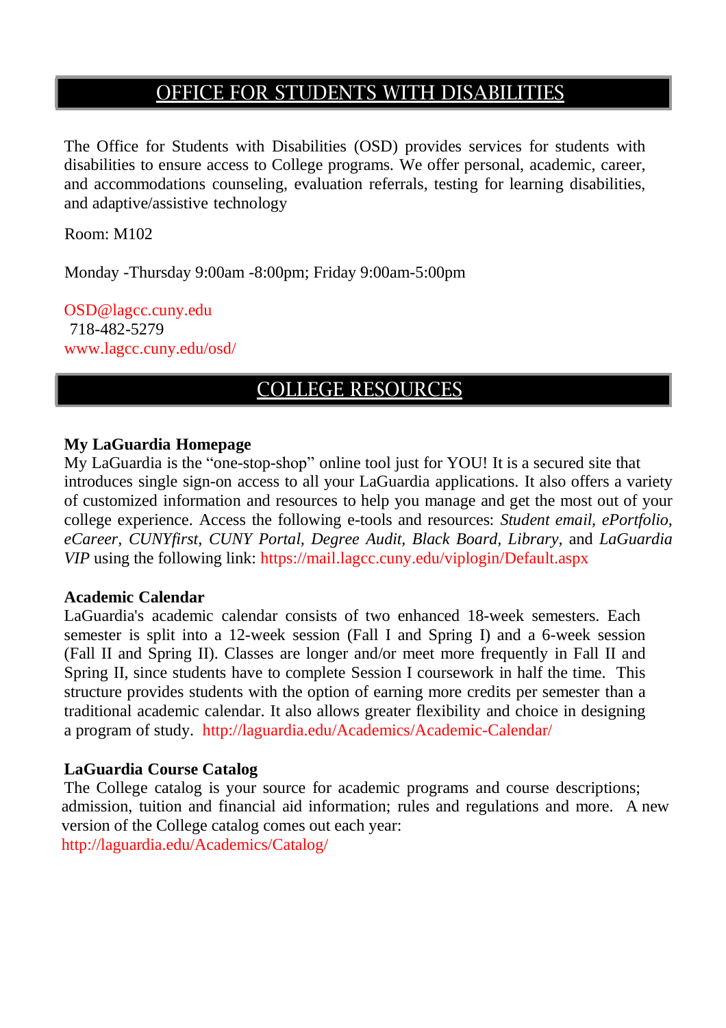## OFFICE FOR STUDENTS WITH DISABILITIES

The Office for Students with Disabilities (OSD) provides services for students with disabilities to ensure access to College programs. We offer personal, academic, career, and accommodations counseling, evaluation referrals, testing for learning disabilities, and adaptive/assistive technology

Room: M102

Monday -Thursday 9:00am -8:00pm; Friday 9:00am-5:00pm

OSD@lagcc.cuny.edu
718-482-5279
www.lagcc.cuny.edu/osd/

## COLLEGE RESOURCES

**My LaGuardia Homepage**
My LaGuardia is the "one-stop-shop" online tool just for YOU! It is a secured site that introduces single sign-on access to all your LaGuardia applications. It also offers a variety of customized information and resources to help you manage and get the most out of your college experience. Access the following e-tools and resources: *Student email, ePortfolio, eCareer, CUNYfirst, CUNY Portal, Degree Audit, Black Board, Library,* and *LaGuardia VIP* using the following link: https://mail.lagcc.cuny.edu/viplogin/Default.aspx

**Academic Calendar**
LaGuardia's academic calendar consists of two enhanced 18-week semesters. Each semester is split into a 12-week session (Fall I and Spring I) and a 6-week session (Fall II and Spring II). Classes are longer and/or meet more frequently in Fall II and Spring II, since students have to complete Session I coursework in half the time. This structure provides students with the option of earning more credits per semester than a traditional academic calendar. It also allows greater flexibility and choice in designing a program of study. http://laguardia.edu/Academics/Academic-Calendar/

**LaGuardia Course Catalog**
The College catalog is your source for academic programs and course descriptions; admission, tuition and financial aid information; rules and regulations and more. A new version of the College catalog comes out each year:
http://laguardia.edu/Academics/Catalog/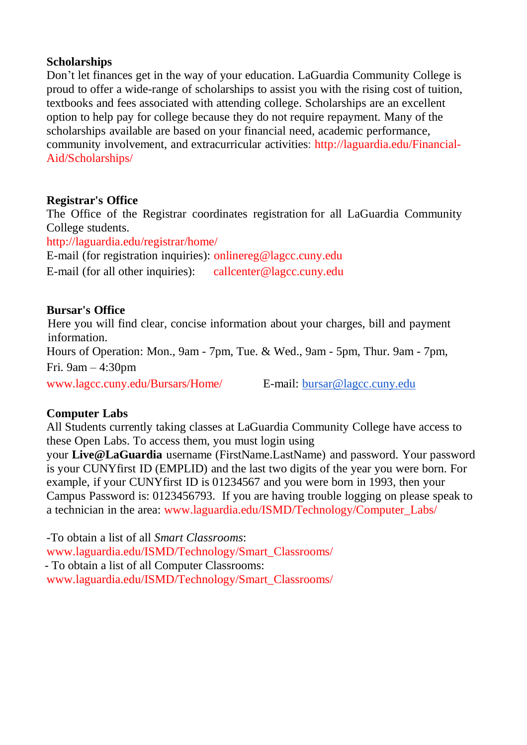**Scholarships**

Don't let finances get in the way of your education. LaGuardia Community College is proud to offer a wide-range of scholarships to assist you with the rising cost of tuition, textbooks and fees associated with attending college. Scholarships are an excellent option to help pay for college because they do not require repayment. Many of the scholarships available are based on your financial need, academic performance, community involvement, and extracurricular activities: http://laguardia.edu/Financial-Aid/Scholarships/

**Registrar's Office**

The Office of the Registrar coordinates registration for all LaGuardia Community College students.

http://laguardia.edu/registrar/home/

E-mail (for registration inquiries): onlinereg@lagcc.cuny.edu

E-mail (for all other inquiries): callcenter@lagcc.cuny.edu

**Bursar's Office**

Here you will find clear, concise information about your charges, bill and payment information.

Hours of Operation: Mon., 9am - 7pm, Tue. & Wed., 9am - 5pm, Thur. 9am - 7pm, Fri. 9am – 4:30pm

www.lagcc.cuny.edu/Bursars/Home/ E-mail: bursar@lagcc.cuny.edu

**Computer Labs**

All Students currently taking classes at LaGuardia Community College have access to these Open Labs. To access them, you must login using your **Live@LaGuardia** username (FirstName.LastName) and password. Your password is your CUNYfirst ID (EMPLID) and the last two digits of the year you were born. For example, if your CUNYfirst ID is 01234567 and you were born in 1993, then your Campus Password is: 0123456793. If you are having trouble logging on please speak to a technician in the area: www.laguardia.edu/ISMD/Technology/Computer_Labs/

-To obtain a list of all *Smart Classrooms*:
www.laguardia.edu/ISMD/Technology/Smart_Classrooms/

- To obtain a list of all Computer Classrooms:
www.laguardia.edu/ISMD/Technology/Smart_Classrooms/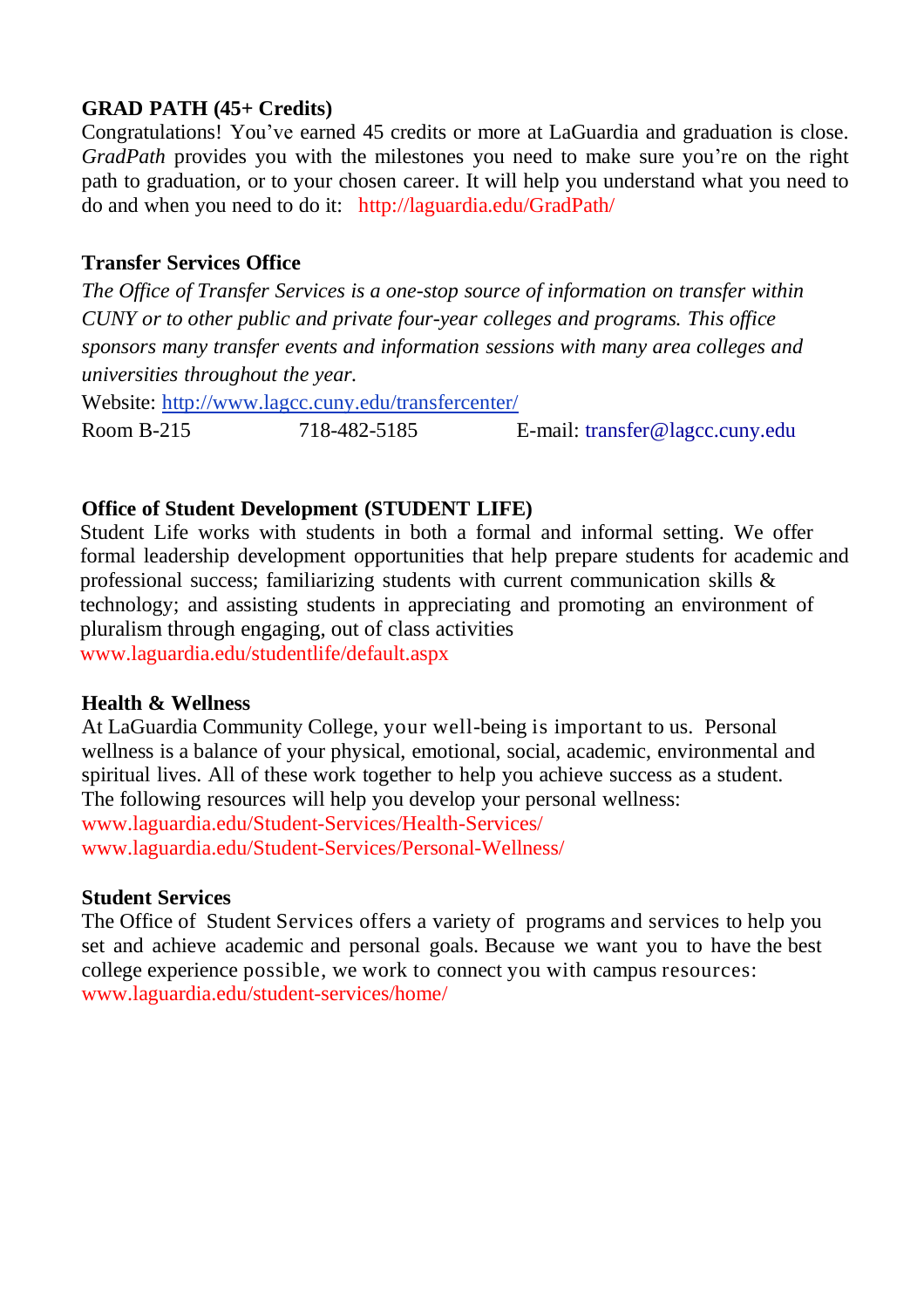**GRAD PATH (45+ Credits)**

Congratulations! You've earned 45 credits or more at LaGuardia and graduation is close. *GradPath* provides you with the milestones you need to make sure you're on the right path to graduation, or to your chosen career. It will help you understand what you need to do and when you need to do it: http://laguardia.edu/GradPath/

**Transfer Services Office**

*The Office of Transfer Services is a one-stop source of information on transfer within CUNY or to other public and private four-year colleges and programs. This office sponsors many transfer events and information sessions with many area colleges and universities throughout the year.*

Website: http://www.lagcc.cuny.edu/transfercenter/

Room B-215 718-482-5185 E-mail: transfer@lagcc.cuny.edu

**Office of Student Development (STUDENT LIFE)**

Student Life works with students in both a formal and informal setting. We offer formal leadership development opportunities that help prepare students for academic and professional success; familiarizing students with current communication skills & technology; and assisting students in appreciating and promoting an environment of pluralism through engaging, out of class activities

www.laguardia.edu/studentlife/default.aspx

**Health & Wellness**

At LaGuardia Community College, your well-being is important to us. Personal wellness is a balance of your physical, emotional, social, academic, environmental and spiritual lives. All of these work together to help you achieve success as a student. The following resources will help you develop your personal wellness:

www.laguardia.edu/Student-Services/Health-Services/

www.laguardia.edu/Student-Services/Personal-Wellness/

**Student Services**

The Office of Student Services offers a variety of programs and services to help you set and achieve academic and personal goals. Because we want you to have the best college experience possible, we work to connect you with campus resources:

www.laguardia.edu/student-services/home/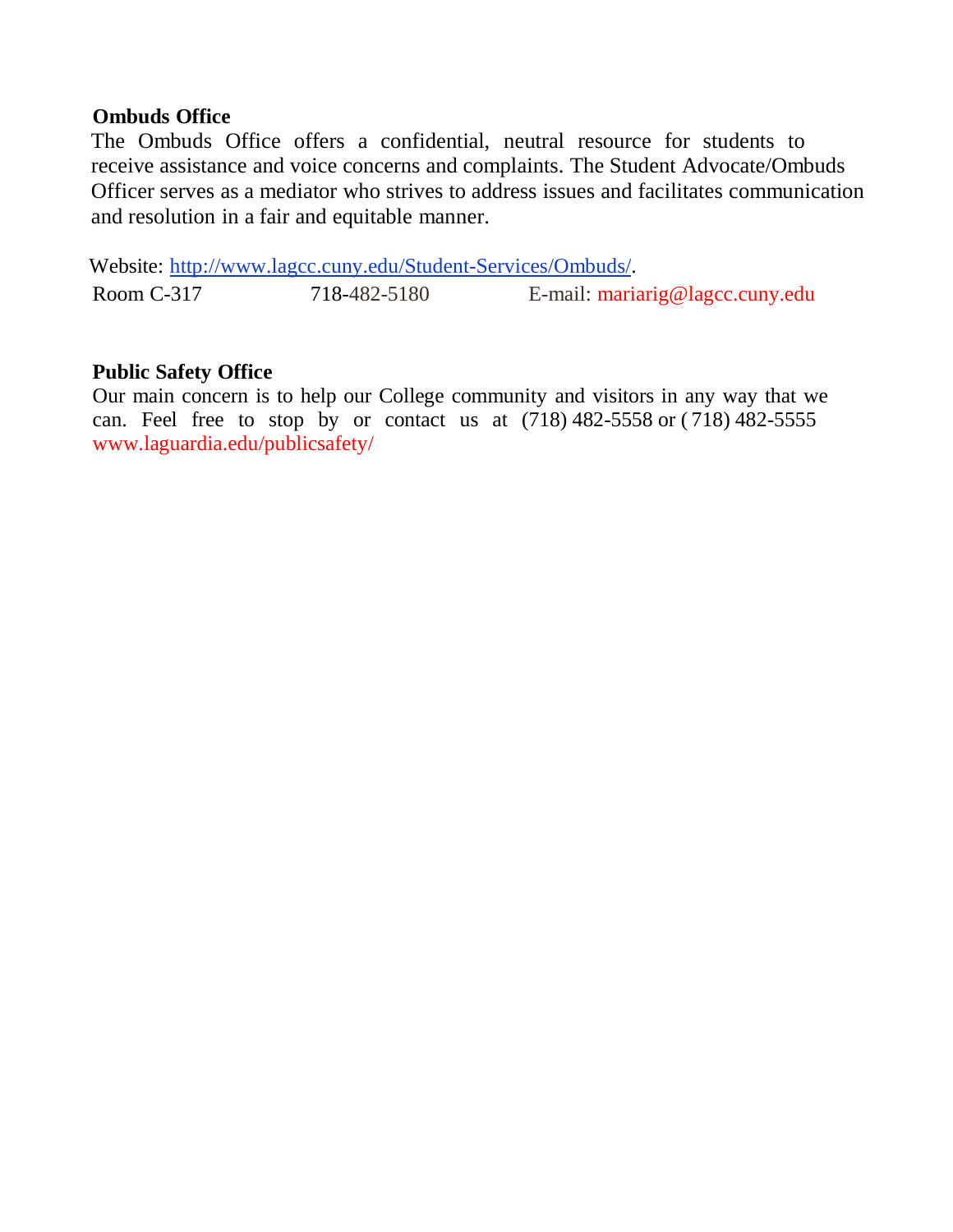**Ombuds Office**

The Ombuds Office offers a confidential, neutral resource for students to receive assistance and voice concerns and complaints. The Student Advocate/Ombuds Officer serves as a mediator who strives to address issues and facilitates communication and resolution in a fair and equitable manner.

Website: http://www.lagcc.cuny.edu/Student-Services/Ombuds/.

Room C-317 718-482-5180 E-mail: mariarig@lagcc.cuny.edu

**Public Safety Office**

Our main concern is to help our College community and visitors in any way that we can. Feel free to stop by or contact us at (718) 482-5558 or ( 718) 482-5555 www.laguardia.edu/publicsafety/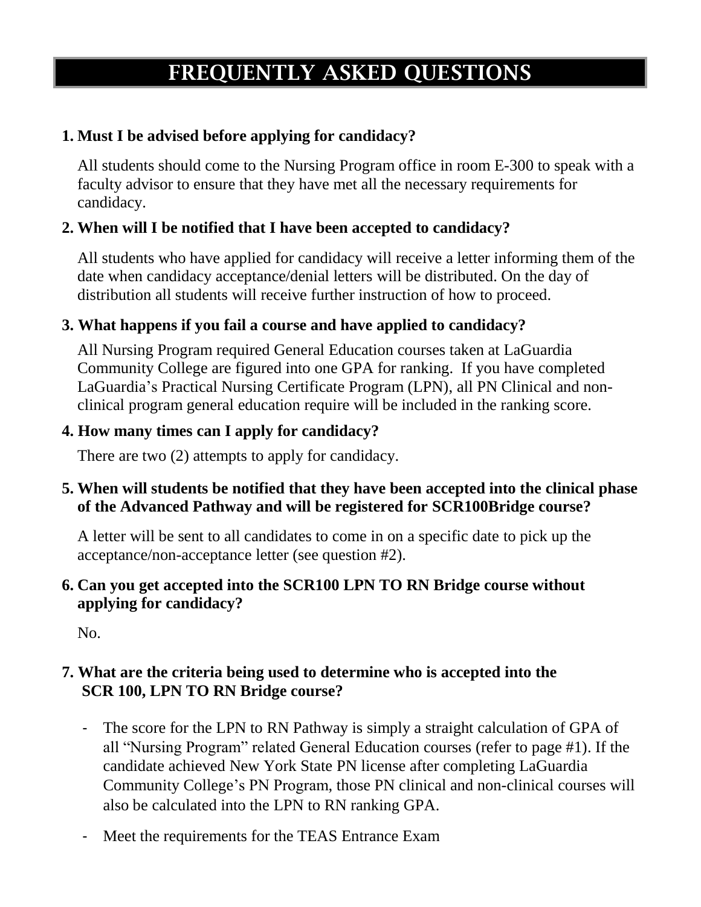# FREQUENTLY ASKED QUESTIONS

**1. Must I be advised before applying for candidacy?**

All students should come to the Nursing Program office in room E-300 to speak with a faculty advisor to ensure that they have met all the necessary requirements for candidacy.

**2. When will I be notified that I have been accepted to candidacy?**

All students who have applied for candidacy will receive a letter informing them of the date when candidacy acceptance/denial letters will be distributed. On the day of distribution all students will receive further instruction of how to proceed.

**3. What happens if you fail a course and have applied to candidacy?**

All Nursing Program required General Education courses taken at LaGuardia Community College are figured into one GPA for ranking. If you have completed LaGuardia's Practical Nursing Certificate Program (LPN), all PN Clinical and non-clinical program general education require will be included in the ranking score.

**4. How many times can I apply for candidacy?**

There are two (2) attempts to apply for candidacy.

**5. When will students be notified that they have been accepted into the clinical phase of the Advanced Pathway and will be registered for SCR100Bridge course?**

A letter will be sent to all candidates to come in on a specific date to pick up the acceptance/non-acceptance letter (see question #2).

**6. Can you get accepted into the SCR100 LPN TO RN Bridge course without applying for candidacy?**

No.

**7. What are the criteria being used to determine who is accepted into the SCR 100, LPN TO RN Bridge course?**

- The score for the LPN to RN Pathway is simply a straight calculation of GPA of all "Nursing Program" related General Education courses (refer to page #1). If the candidate achieved New York State PN license after completing LaGuardia Community College's PN Program, those PN clinical and non-clinical courses will also be calculated into the LPN to RN ranking GPA.
- Meet the requirements for the TEAS Entrance Exam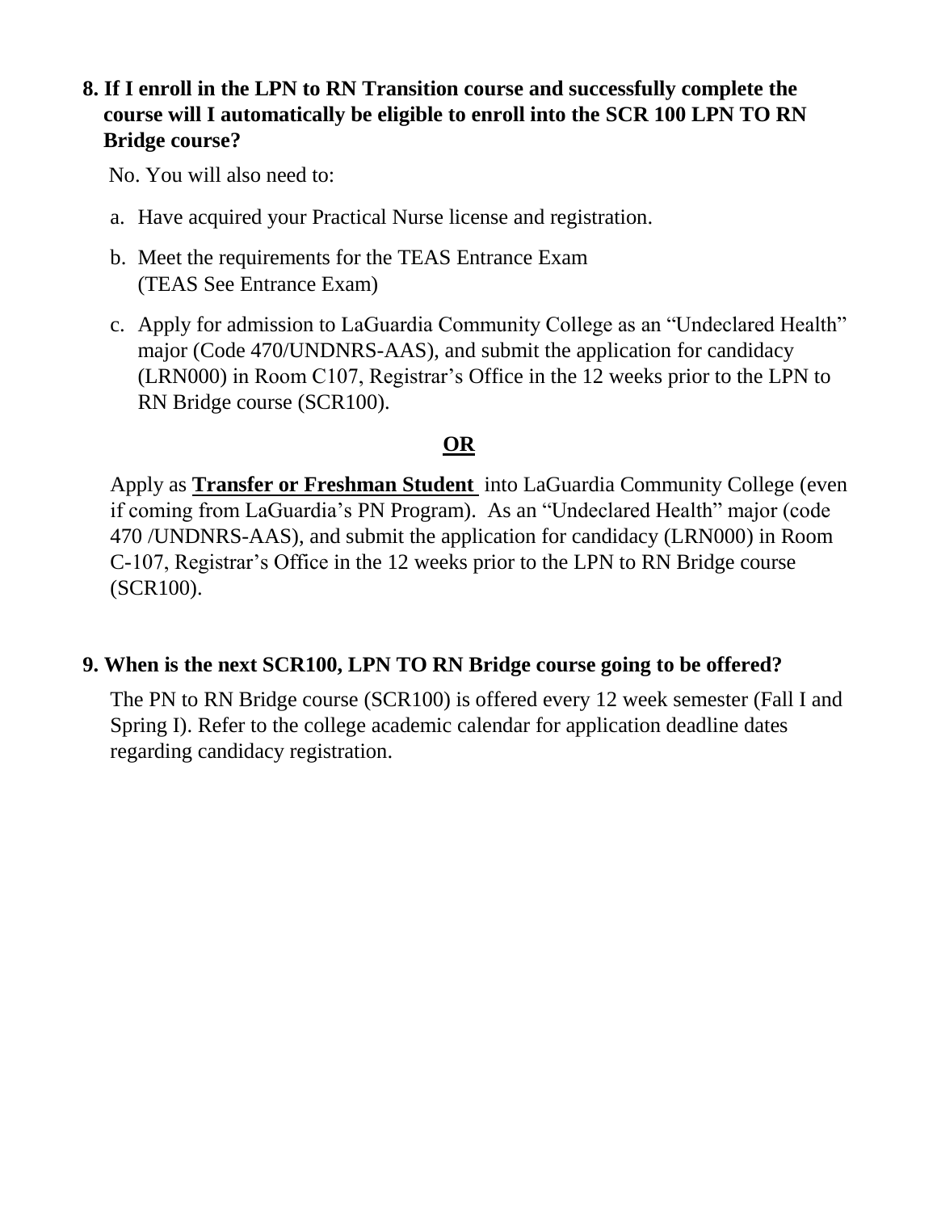**8. If I enroll in the LPN to RN Transition course and successfully complete the course will I automatically be eligible to enroll into the SCR 100 LPN TO RN Bridge course?**

No. You will also need to:

a. Have acquired your Practical Nurse license and registration.

b. Meet the requirements for the TEAS Entrance Exam (TEAS See Entrance Exam)

c. Apply for admission to LaGuardia Community College as an "Undeclared Health" major (Code 470/UNDNRS-AAS), and submit the application for candidacy (LRN000) in Room C107, Registrar's Office in the 12 weeks prior to the LPN to RN Bridge course (SCR100).

**OR**

Apply as **Transfer or Freshman Student** into LaGuardia Community College (even if coming from LaGuardia's PN Program). As an "Undeclared Health" major (code 470 /UNDNRS-AAS), and submit the application for candidacy (LRN000) in Room C-107, Registrar's Office in the 12 weeks prior to the LPN to RN Bridge course (SCR100).

**9. When is the next SCR100, LPN TO RN Bridge course going to be offered?**

The PN to RN Bridge course (SCR100) is offered every 12 week semester (Fall I and Spring I). Refer to the college academic calendar for application deadline dates regarding candidacy registration.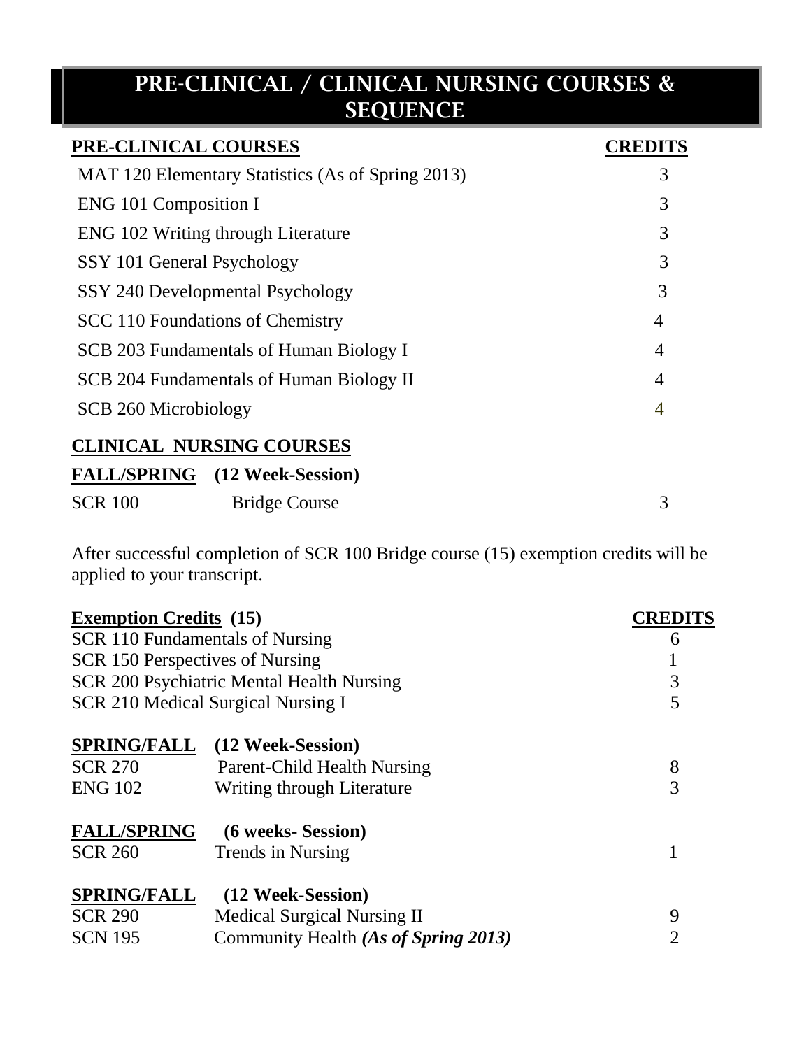# PRE-CLINICAL / CLINICAL NURSING COURSES & SEQUENCE

| **PRE-CLINICAL COURSES** | **CREDITS** |
|---|---|
| MAT 120 Elementary Statistics (As of Spring 2013) | 3 |
| ENG 101 Composition I | 3 |
| ENG 102 Writing through Literature | 3 |
| SSY 101 General Psychology | 3 |
| SSY 240 Developmental Psychology | 3 |
| SCC 110 Foundations of Chemistry | 4 |
| SCB 203 Fundamentals of Human Biology I | 4 |
| SCB 204 Fundamentals of Human Biology II | 4 |
| SCB 260 Microbiology | 4 |

## CLINICAL NURSING COURSES

**FALL/SPRING (12 Week-Session)**

| | | |
|---|---|---|
| SCR 100 | Bridge Course | 3 |

After successful completion of SCR 100 Bridge course (15) exemption credits will be applied to your transcript.

| **Exemption Credits (15)** | **CREDITS** |
|---|---|
| SCR 110 Fundamentals of Nursing | 6 |
| SCR 150 Perspectives of Nursing | 1 |
| SCR 200 Psychiatric Mental Health Nursing | 3 |
| SCR 210 Medical Surgical Nursing I | 5 |

**SPRING/FALL (12 Week-Session)**

| | | |
|---|---|---|
| SCR 270 | Parent-Child Health Nursing | 8 |
| ENG 102 | Writing through Literature | 3 |

**FALL/SPRING (6 weeks- Session)**

| | | |
|---|---|---|
| SCR 260 | Trends in Nursing | 1 |

**SPRING/FALL (12 Week-Session)**

| | | |
|---|---|---|
| SCR 290 | Medical Surgical Nursing II | 9 |
| SCN 195 | Community Health ***(As of Spring 2013)*** | 2 |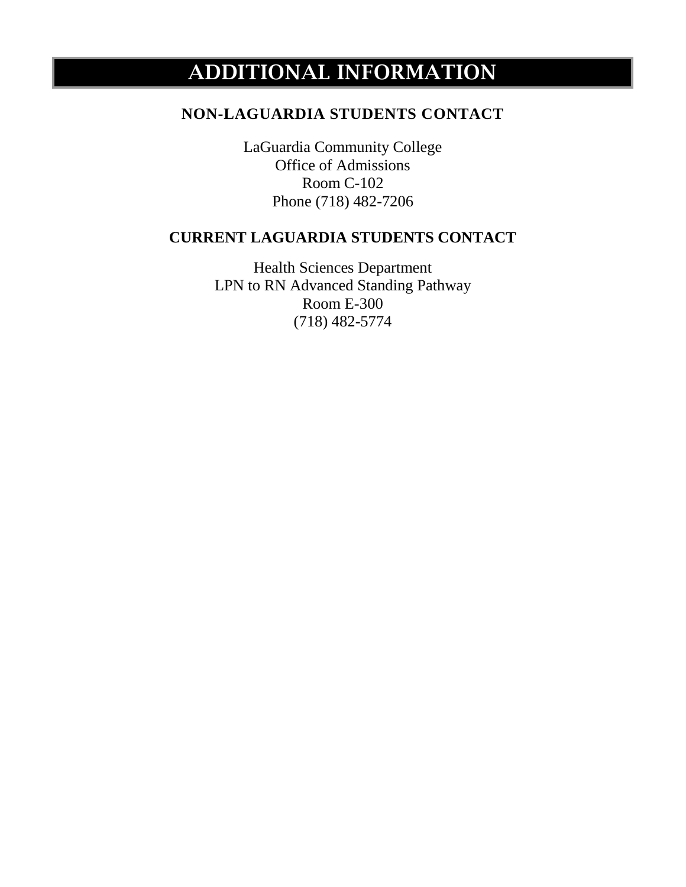# ADDITIONAL INFORMATION

## NON-LAGUARDIA STUDENTS CONTACT

LaGuardia Community College
Office of Admissions
Room C-102
Phone (718) 482-7206

## CURRENT LAGUARDIA STUDENTS CONTACT

Health Sciences Department
LPN to RN Advanced Standing Pathway
Room E-300
(718) 482-5774